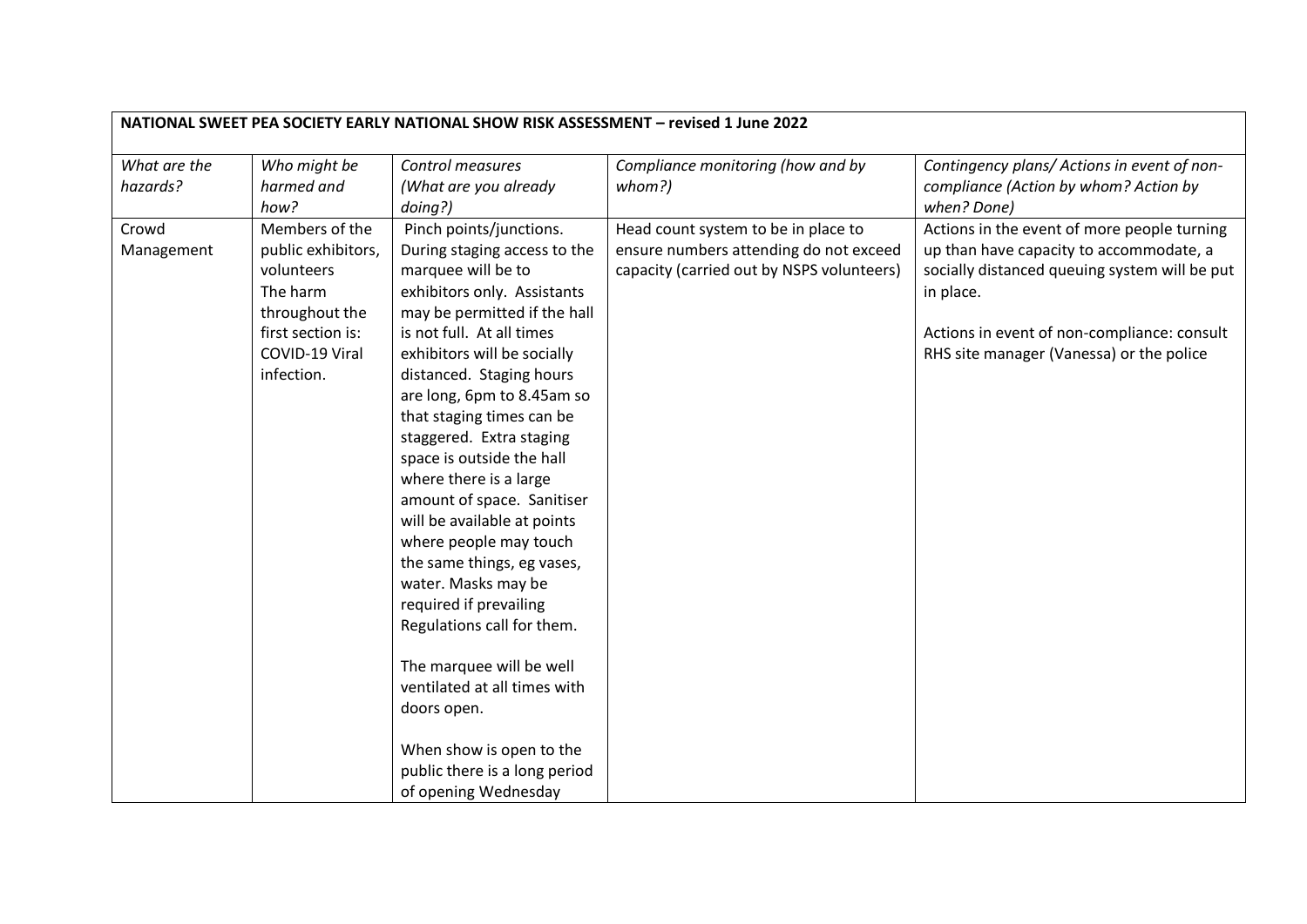**NATIONAL SWEET PEA SOCIETY EARLY NATIONAL SHOW RISK ASSESSMENT – revised 1 June 2022**

| *What are the hazards?* | *Who might be harmed and how?* | *Control measures (What are you already doing?)* | *Compliance monitoring (how and by whom?)* | *Contingency plans/ Actions in event of non-compliance (Action by whom? Action by when? Done)* |
|---|---|---|---|---|
| Crowd Management | Members of the public exhibitors, volunteers<br>The harm throughout the first section is: COVID-19 Viral infection. | Pinch points/junctions. During staging access to the marquee will be to exhibitors only. Assistants may be permitted if the hall is not full. At all times exhibitors will be socially distanced. Staging hours are long, 6pm to 8.45am so that staging times can be staggered. Extra staging space is outside the hall where there is a large amount of space. Sanitiser will be available at points where people may touch the same things, eg vases, water. Masks may be required if prevailing Regulations call for them.<br><br>The marquee will be well ventilated at all times with doors open.<br><br>When show is open to the public there is a long period of opening Wednesday | Head count system to be in place to ensure numbers attending do not exceed capacity (carried out by NSPS volunteers) | Actions in the event of more people turning up than have capacity to accommodate, a socially distanced queuing system will be put in place.<br><br>Actions in event of non-compliance: consult RHS site manager (Vanessa) or the police |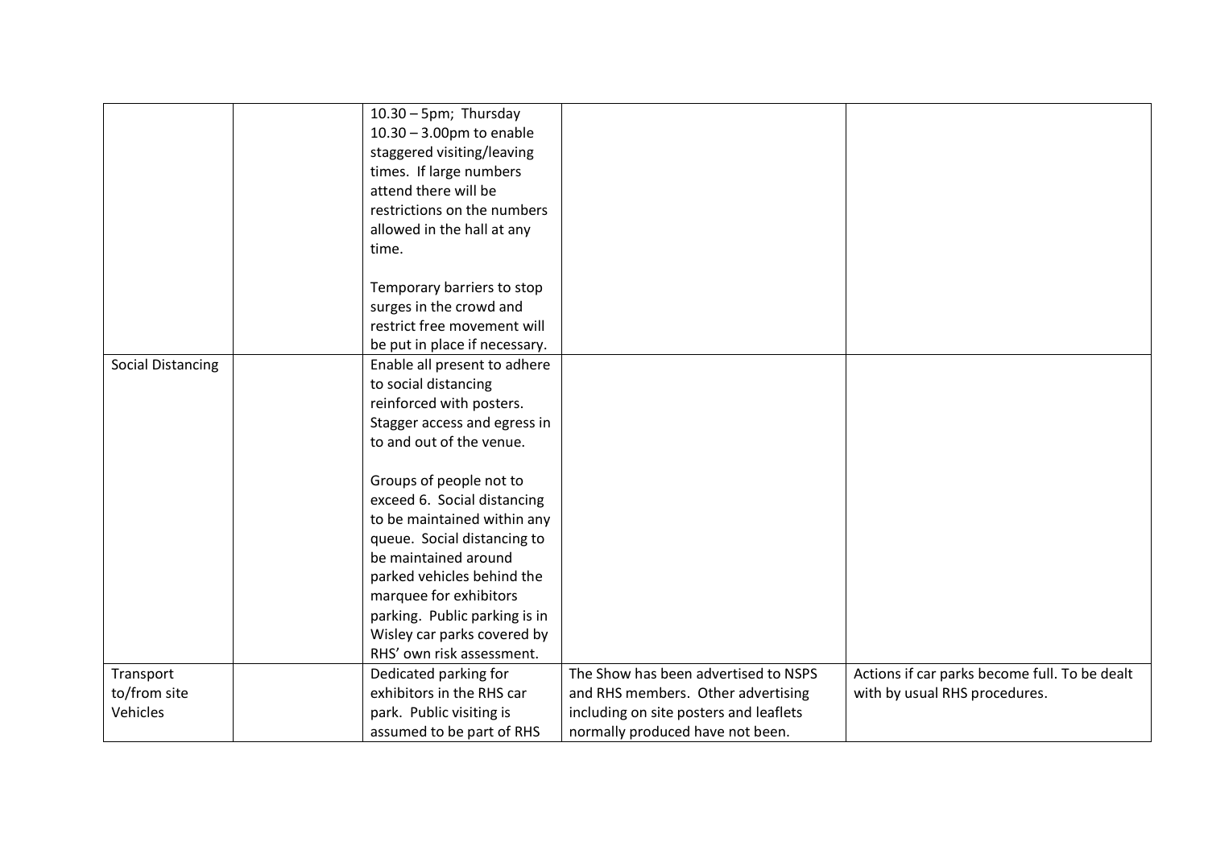| | | | | |
|---|---|---|---|---|
| | | 10.30 – 5pm; Thursday 10.30 – 3.00pm to enable staggered visiting/leaving times. If large numbers attend there will be restrictions on the numbers allowed in the hall at any time.<br><br>Temporary barriers to stop surges in the crowd and restrict free movement will be put in place if necessary. | | |
| Social Distancing | | Enable all present to adhere to social distancing reinforced with posters. Stagger access and egress in to and out of the venue.<br><br>Groups of people not to exceed 6. Social distancing to be maintained within any queue. Social distancing to be maintained around parked vehicles behind the marquee for exhibitors parking. Public parking is in Wisley car parks covered by RHS' own risk assessment. | | |
| Transport to/from site Vehicles | | Dedicated parking for exhibitors in the RHS car park. Public visiting is assumed to be part of RHS | The Show has been advertised to NSPS and RHS members. Other advertising including on site posters and leaflets normally produced have not been. | Actions if car parks become full. To be dealt with by usual RHS procedures. |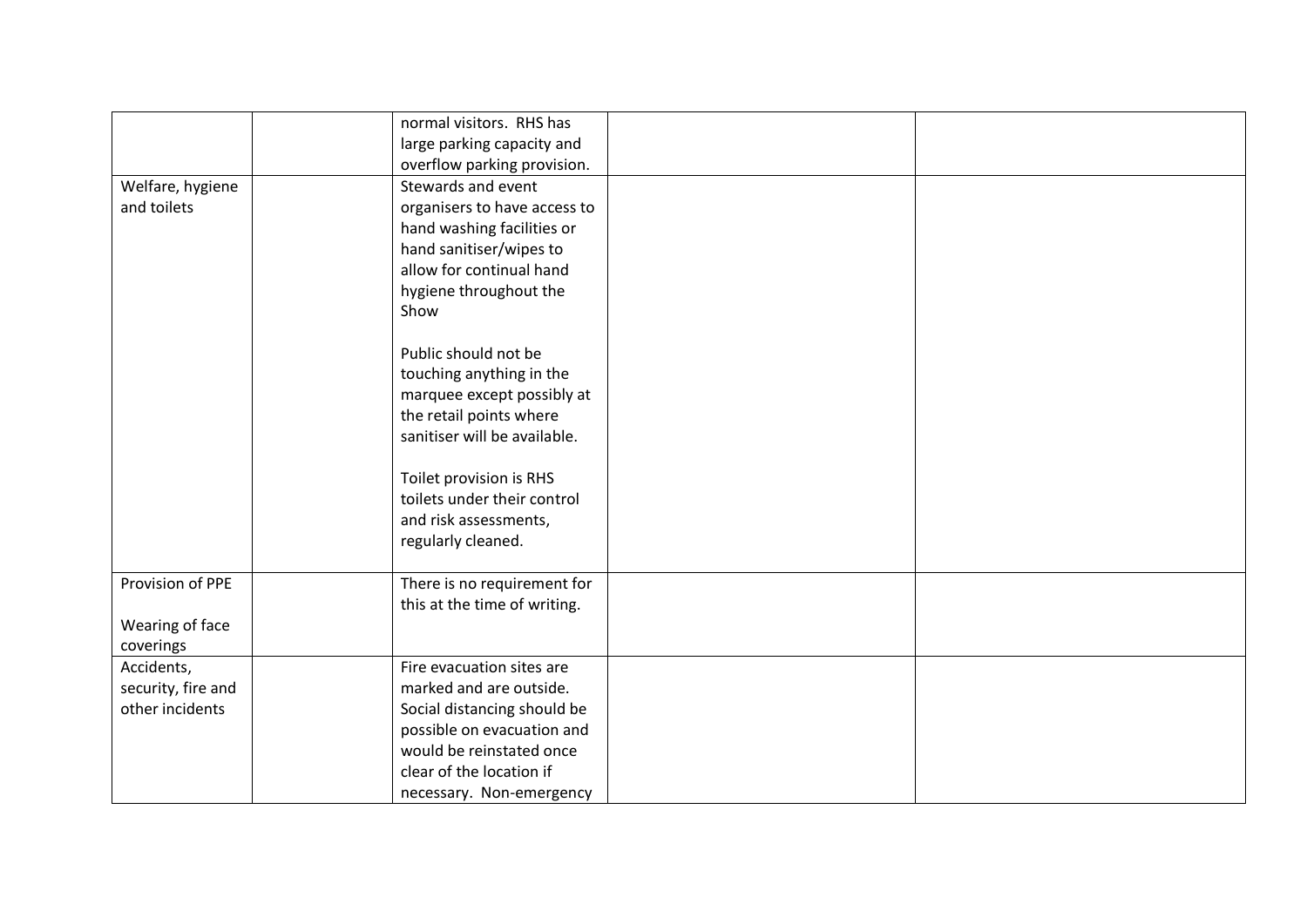| | | | | |
|---|---|---|---|---|
| | | normal visitors. RHS has large parking capacity and overflow parking provision. | | |
| Welfare, hygiene and toilets | | Stewards and event organisers to have access to hand washing facilities or hand sanitiser/wipes to allow for continual hand hygiene throughout the Show<br><br>Public should not be touching anything in the marquee except possibly at the retail points where sanitiser will be available.<br><br>Toilet provision is RHS toilets under their control and risk assessments, regularly cleaned. | | |
| Provision of PPE<br><br>Wearing of face coverings | | There is no requirement for this at the time of writing. | | |
| Accidents, security, fire and other incidents | | Fire evacuation sites are marked and are outside. Social distancing should be possible on evacuation and would be reinstated once clear of the location if necessary. Non-emergency | | |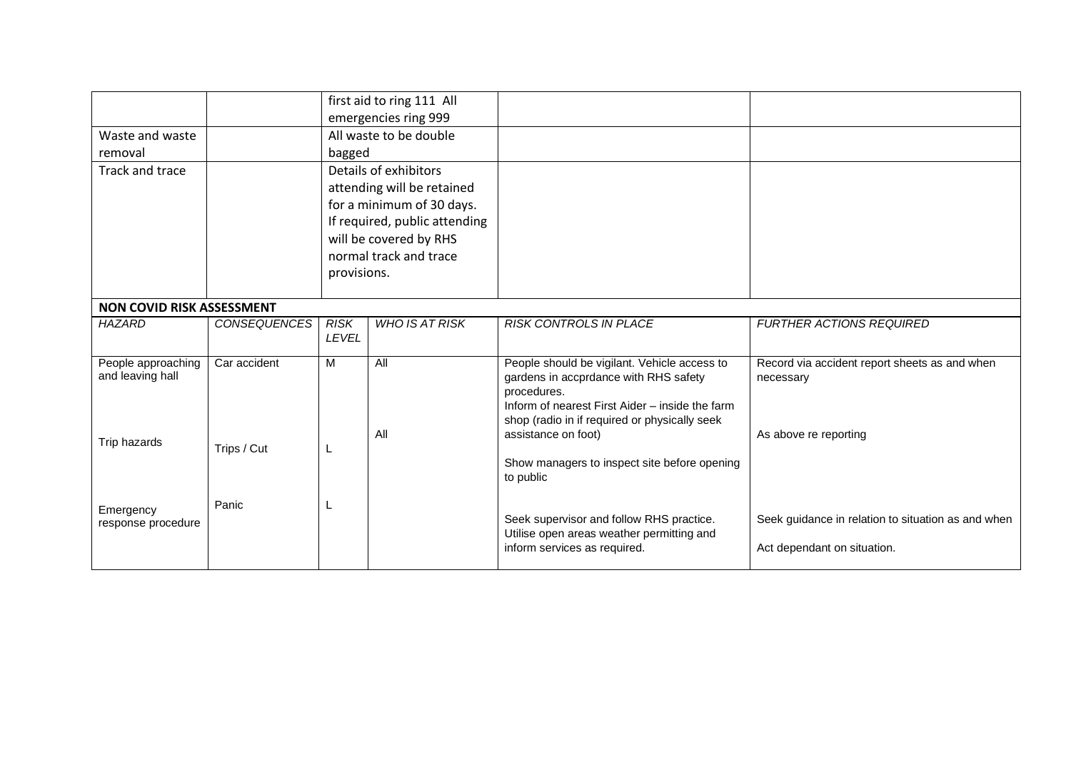| | | | | |
|---|---|---|---|---|
| | | first aid to ring 111 All emergencies ring 999 | | |
| Waste and waste removal | | All waste to be double bagged | | |
| Track and trace | | Details of exhibitors attending will be retained for a minimum of 30 days. If required, public attending will be covered by RHS normal track and trace provisions. | | |

**NON COVID RISK ASSESSMENT**

| *HAZARD* | *CONSEQUENCES* | *RISK LEVEL* | *WHO IS AT RISK* | *RISK CONTROLS IN PLACE* | *FURTHER ACTIONS REQUIRED* |
|---|---|---|---|---|---|
| People approaching and leaving hall | Car accident | M | All | People should be vigilant. Vehicle access to gardens in accprdance with RHS safety procedures. Inform of nearest First Aider – inside the farm shop (radio in if required or physically seek assistance on foot) | Record via accident report sheets as and when necessary |
| Trip hazards | Trips / Cut | L | All | Show managers to inspect site before opening to public | As above re reporting |
| Emergency response procedure | Panic | L | | Seek supervisor and follow RHS practice. Utilise open areas weather permitting and inform services as required. | Seek guidance in relation to situation as and when<br>Act dependant on situation. |